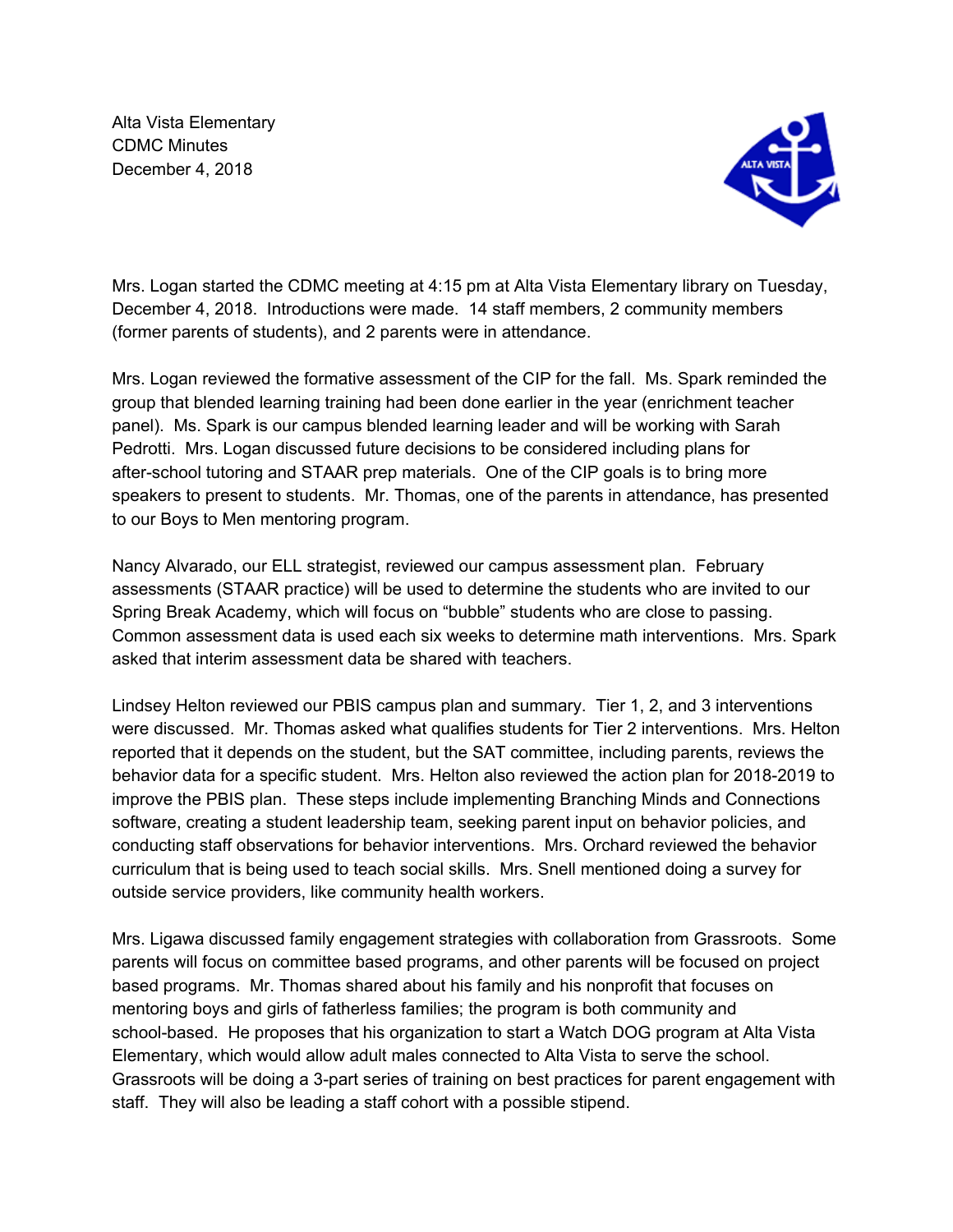Alta Vista Elementary
CDMC Minutes
December 4, 2018

Mrs. Logan started the CDMC meeting at 4:15 pm at Alta Vista Elementary library on Tuesday, December 4, 2018. Introductions were made. 14 staff members, 2 community members (former parents of students), and 2 parents were in attendance.

Mrs. Logan reviewed the formative assessment of the CIP for the fall. Ms. Spark reminded the group that blended learning training had been done earlier in the year (enrichment teacher panel). Ms. Spark is our campus blended learning leader and will be working with Sarah Pedrotti. Mrs. Logan discussed future decisions to be considered including plans for after-school tutoring and STAAR prep materials. One of the CIP goals is to bring more speakers to present to students. Mr. Thomas, one of the parents in attendance, has presented to our Boys to Men mentoring program.

Nancy Alvarado, our ELL strategist, reviewed our campus assessment plan. February assessments (STAAR practice) will be used to determine the students who are invited to our Spring Break Academy, which will focus on "bubble" students who are close to passing. Common assessment data is used each six weeks to determine math interventions. Mrs. Spark asked that interim assessment data be shared with teachers.

Lindsey Helton reviewed our PBIS campus plan and summary. Tier 1, 2, and 3 interventions were discussed. Mr. Thomas asked what qualifies students for Tier 2 interventions. Mrs. Helton reported that it depends on the student, but the SAT committee, including parents, reviews the behavior data for a specific student. Mrs. Helton also reviewed the action plan for 2018-2019 to improve the PBIS plan. These steps include implementing Branching Minds and Connections software, creating a student leadership team, seeking parent input on behavior policies, and conducting staff observations for behavior interventions. Mrs. Orchard reviewed the behavior curriculum that is being used to teach social skills. Mrs. Snell mentioned doing a survey for outside service providers, like community health workers.

Mrs. Ligawa discussed family engagement strategies with collaboration from Grassroots. Some parents will focus on committee based programs, and other parents will be focused on project based programs. Mr. Thomas shared about his family and his nonprofit that focuses on mentoring boys and girls of fatherless families; the program is both community and school-based. He proposes that his organization to start a Watch DOG program at Alta Vista Elementary, which would allow adult males connected to Alta Vista to serve the school. Grassroots will be doing a 3-part series of training on best practices for parent engagement with staff. They will also be leading a staff cohort with a possible stipend.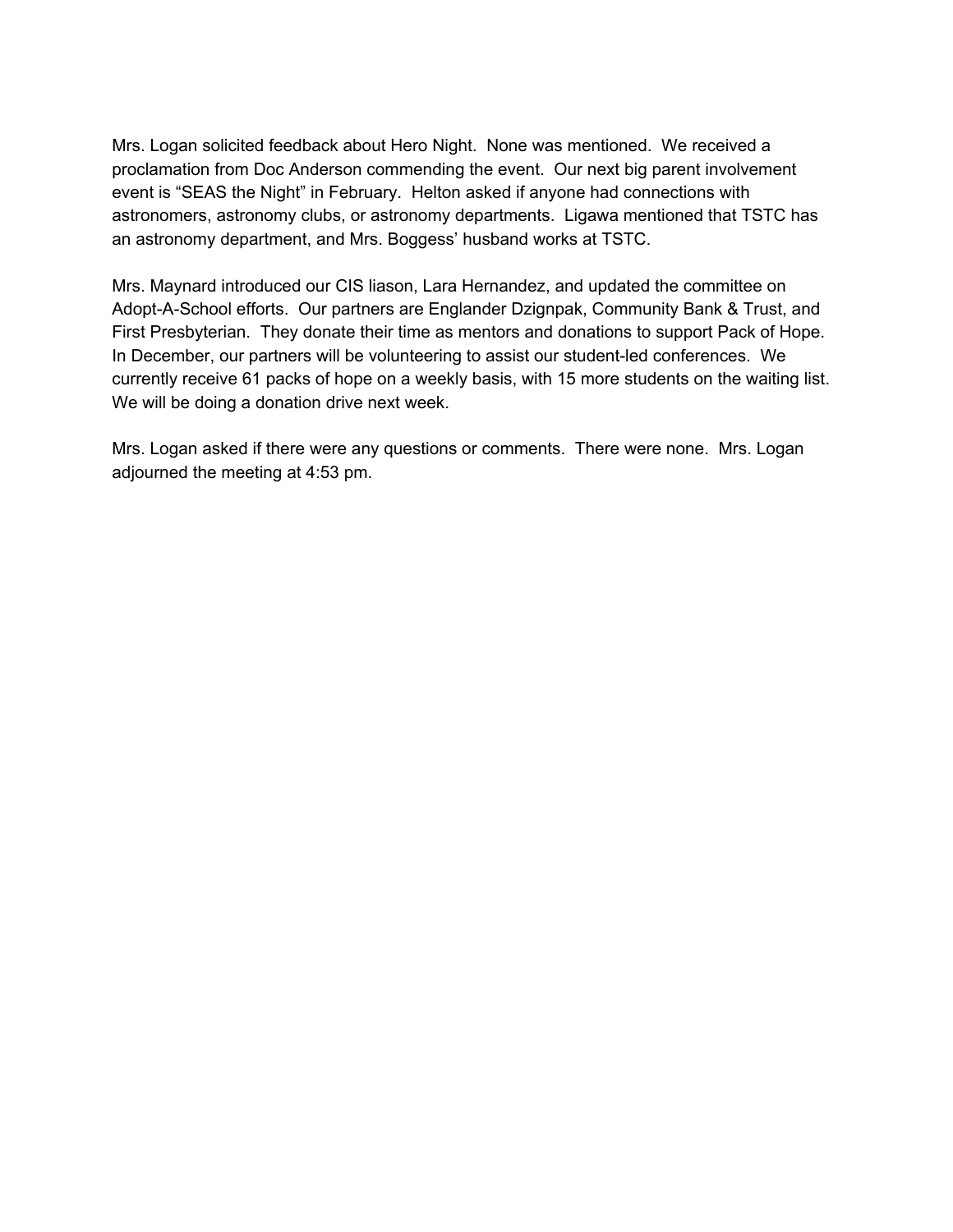Mrs. Logan solicited feedback about Hero Night. None was mentioned. We received a proclamation from Doc Anderson commending the event. Our next big parent involvement event is “SEAS the Night” in February. Helton asked if anyone had connections with astronomers, astronomy clubs, or astronomy departments. Ligawa mentioned that TSTC has an astronomy department, and Mrs. Boggess’ husband works at TSTC.

Mrs. Maynard introduced our CIS liason, Lara Hernandez, and updated the committee on Adopt-A-School efforts. Our partners are Englander Dzignpak, Community Bank & Trust, and First Presbyterian. They donate their time as mentors and donations to support Pack of Hope. In December, our partners will be volunteering to assist our student-led conferences. We currently receive 61 packs of hope on a weekly basis, with 15 more students on the waiting list. We will be doing a donation drive next week.

Mrs. Logan asked if there were any questions or comments. There were none. Mrs. Logan adjourned the meeting at 4:53 pm.